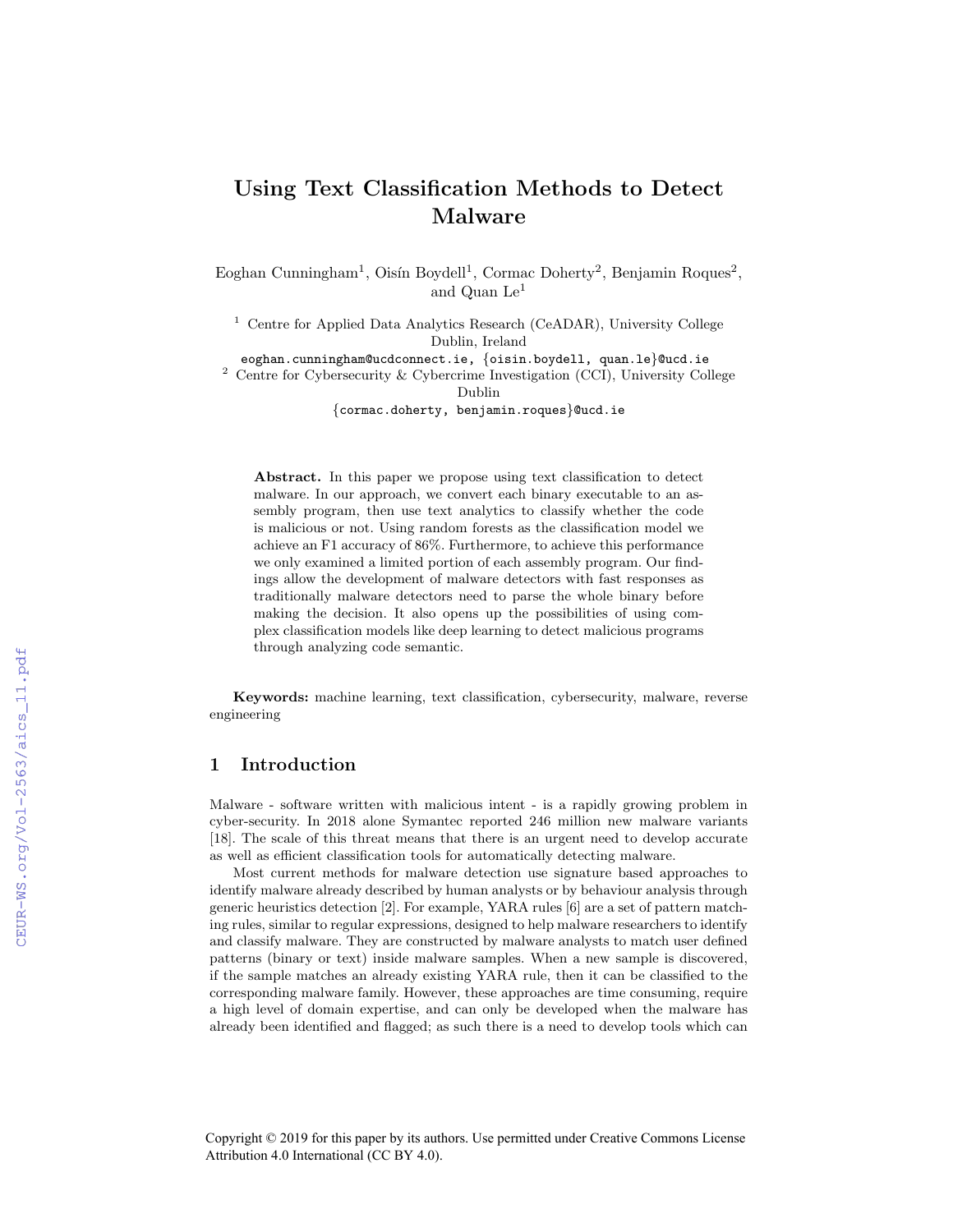# Using Text Classification Methods to Detect Malware

Eoghan Cunningham[1], Oisín Boydell[1], Cormac Doherty[2], Benjamin Roques[2], and Quan Le[1]

[1] Centre for Applied Data Analytics Research (CeADAR), University College Dublin, Ireland
eoghan.cunningham@ucdconnect.ie, {oisin.boydell, quan.le}@ucd.ie

[2] Centre for Cybersecurity & Cybercrime Investigation (CCI), University College Dublin
{cormac.doherty, benjamin.roques}@ucd.ie

**Abstract.** In this paper we propose using text classification to detect malware. In our approach, we convert each binary executable to an assembly program, then use text analytics to classify whether the code is malicious or not. Using random forests as the classification model we achieve an F1 accuracy of 86%. Furthermore, to achieve this performance we only examined a limited portion of each assembly program. Our findings allow the development of malware detectors with fast responses as traditionally malware detectors need to parse the whole binary before making the decision. It also opens up the possibilities of using complex classification models like deep learning to detect malicious programs through analyzing code semantic.

**Keywords:** machine learning, text classification, cybersecurity, malware, reverse engineering

## 1 Introduction

Malware - software written with malicious intent - is a rapidly growing problem in cyber-security. In 2018 alone Symantec reported 246 million new malware variants [18]. The scale of this threat means that there is an urgent need to develop accurate as well as efficient classification tools for automatically detecting malware.

Most current methods for malware detection use signature based approaches to identify malware already described by human analysts or by behaviour analysis through generic heuristics detection [2]. For example, YARA rules [6] are a set of pattern matching rules, similar to regular expressions, designed to help malware researchers to identify and classify malware. They are constructed by malware analysts to match user defined patterns (binary or text) inside malware samples. When a new sample is discovered, if the sample matches an already existing YARA rule, then it can be classified to the corresponding malware family. However, these approaches are time consuming, require a high level of domain expertise, and can only be developed when the malware has already been identified and flagged; as such there is a need to develop tools which can

Copyright © 2019 for this paper by its authors. Use permitted under Creative Commons License Attribution 4.0 International (CC BY 4.0).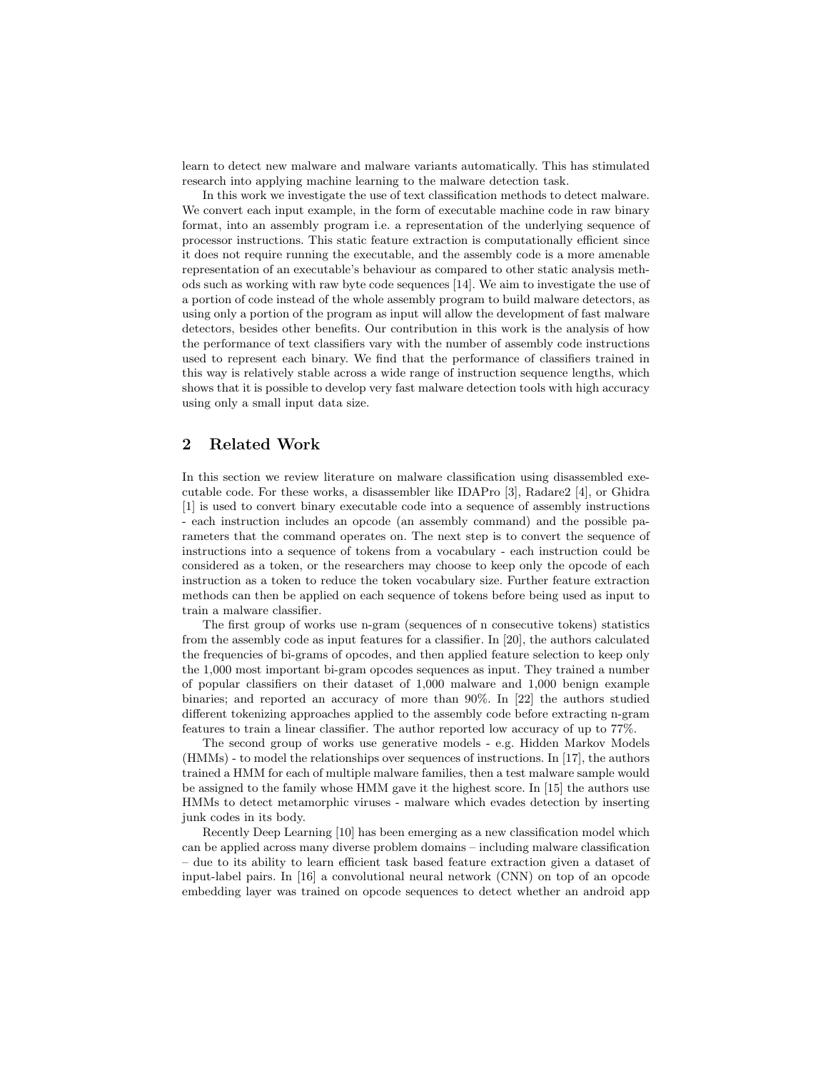learn to detect new malware and malware variants automatically. This has stimulated research into applying machine learning to the malware detection task.

In this work we investigate the use of text classification methods to detect malware. We convert each input example, in the form of executable machine code in raw binary format, into an assembly program i.e. a representation of the underlying sequence of processor instructions. This static feature extraction is computationally efficient since it does not require running the executable, and the assembly code is a more amenable representation of an executable's behaviour as compared to other static analysis methods such as working with raw byte code sequences [14]. We aim to investigate the use of a portion of code instead of the whole assembly program to build malware detectors, as using only a portion of the program as input will allow the development of fast malware detectors, besides other benefits. Our contribution in this work is the analysis of how the performance of text classifiers vary with the number of assembly code instructions used to represent each binary. We find that the performance of classifiers trained in this way is relatively stable across a wide range of instruction sequence lengths, which shows that it is possible to develop very fast malware detection tools with high accuracy using only a small input data size.

## 2 Related Work

In this section we review literature on malware classification using disassembled executable code. For these works, a disassembler like IDAPro [3], Radare2 [4], or Ghidra [1] is used to convert binary executable code into a sequence of assembly instructions - each instruction includes an opcode (an assembly command) and the possible parameters that the command operates on. The next step is to convert the sequence of instructions into a sequence of tokens from a vocabulary - each instruction could be considered as a token, or the researchers may choose to keep only the opcode of each instruction as a token to reduce the token vocabulary size. Further feature extraction methods can then be applied on each sequence of tokens before being used as input to train a malware classifier.

The first group of works use n-gram (sequences of n consecutive tokens) statistics from the assembly code as input features for a classifier. In [20], the authors calculated the frequencies of bi-grams of opcodes, and then applied feature selection to keep only the 1,000 most important bi-gram opcodes sequences as input. They trained a number of popular classifiers on their dataset of 1,000 malware and 1,000 benign example binaries; and reported an accuracy of more than 90%. In [22] the authors studied different tokenizing approaches applied to the assembly code before extracting n-gram features to train a linear classifier. The author reported low accuracy of up to 77%.

The second group of works use generative models - e.g. Hidden Markov Models (HMMs) - to model the relationships over sequences of instructions. In [17], the authors trained a HMM for each of multiple malware families, then a test malware sample would be assigned to the family whose HMM gave it the highest score. In [15] the authors use HMMs to detect metamorphic viruses - malware which evades detection by inserting junk codes in its body.

Recently Deep Learning [10] has been emerging as a new classification model which can be applied across many diverse problem domains – including malware classification – due to its ability to learn efficient task based feature extraction given a dataset of input-label pairs. In [16] a convolutional neural network (CNN) on top of an opcode embedding layer was trained on opcode sequences to detect whether an android app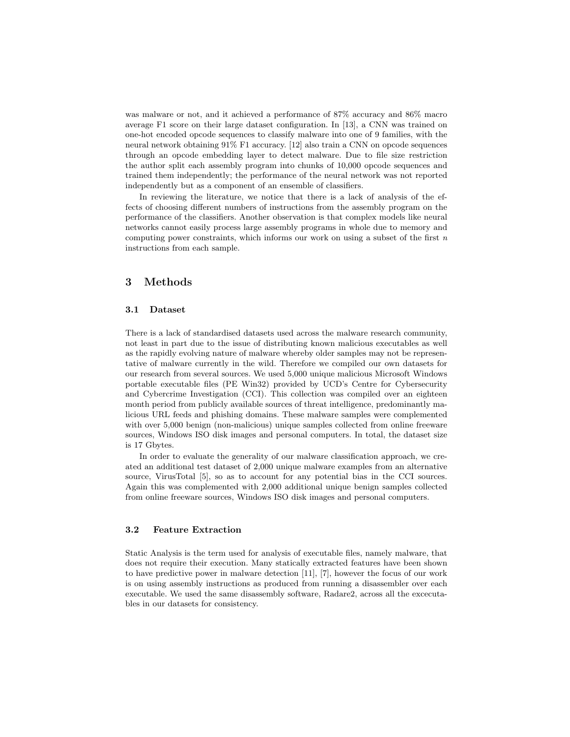was malware or not, and it achieved a performance of 87% accuracy and 86% macro average F1 score on their large dataset configuration. In [13], a CNN was trained on one-hot encoded opcode sequences to classify malware into one of 9 families, with the neural network obtaining 91% F1 accuracy. [12] also train a CNN on opcode sequences through an opcode embedding layer to detect malware. Due to file size restriction the author split each assembly program into chunks of 10,000 opcode sequences and trained them independently; the performance of the neural network was not reported independently but as a component of an ensemble of classifiers.

In reviewing the literature, we notice that there is a lack of analysis of the effects of choosing different numbers of instructions from the assembly program on the performance of the classifiers. Another observation is that complex models like neural networks cannot easily process large assembly programs in whole due to memory and computing power constraints, which informs our work on using a subset of the first $n$ instructions from each sample.

## 3 Methods

### 3.1 Dataset

There is a lack of standardised datasets used across the malware research community, not least in part due to the issue of distributing known malicious executables as well as the rapidly evolving nature of malware whereby older samples may not be representative of malware currently in the wild. Therefore we compiled our own datasets for our research from several sources. We used 5,000 unique malicious Microsoft Windows portable executable files (PE Win32) provided by UCD's Centre for Cybersecurity and Cybercrime Investigation (CCI). This collection was compiled over an eighteen month period from publicly available sources of threat intelligence, predominantly malicious URL feeds and phishing domains. These malware samples were complemented with over 5,000 benign (non-malicious) unique samples collected from online freeware sources, Windows ISO disk images and personal computers. In total, the dataset size is 17 Gbytes.

In order to evaluate the generality of our malware classification approach, we created an additional test dataset of 2,000 unique malware examples from an alternative source, VirusTotal [5], so as to account for any potential bias in the CCI sources. Again this was complemented with 2,000 additional unique benign samples collected from online freeware sources, Windows ISO disk images and personal computers.

### 3.2 Feature Extraction

Static Analysis is the term used for analysis of executable files, namely malware, that does not require their execution. Many statically extracted features have been shown to have predictive power in malware detection [11], [7], however the focus of our work is on using assembly instructions as produced from running a disassembler over each executable. We used the same disassembly software, Radare2, across all the excecutables in our datasets for consistency.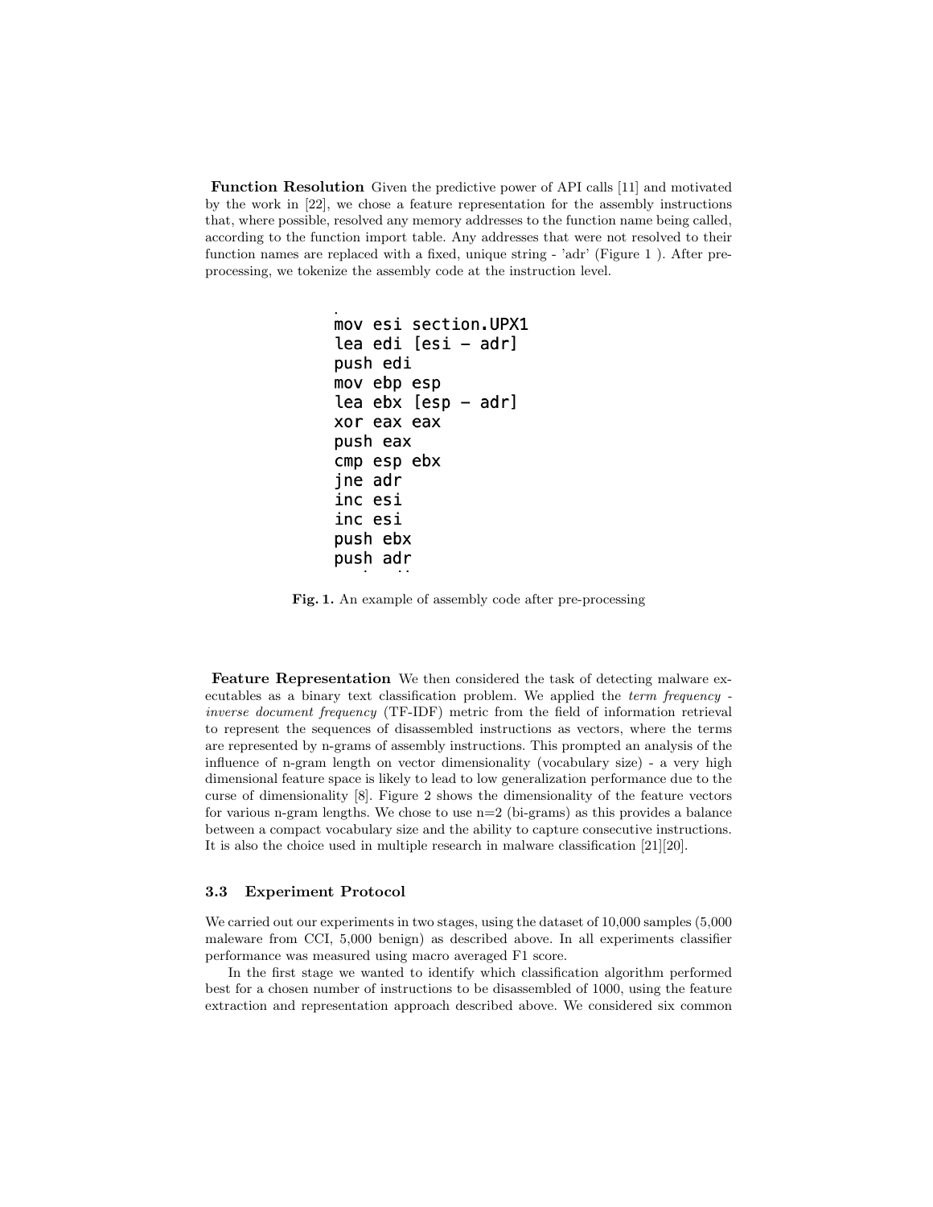**Function Resolution** Given the predictive power of API calls [11] and motivated by the work in [22], we chose a feature representation for the assembly instructions that, where possible, resolved any memory addresses to the function name being called, according to the function import table. Any addresses that were not resolved to their function names are replaced with a fixed, unique string - 'adr' (Figure 1 ). After pre-processing, we tokenize the assembly code at the instruction level.

```
.
mov esi section.UPX1
lea edi [esi - adr]
push edi
mov ebp esp
lea ebx [esp - adr]
xor eax eax
push eax
cmp esp ebx
jne adr
inc esi
inc esi
push ebx
push adr
```

**Fig. 1.** An example of assembly code after pre-processing

**Feature Representation** We then considered the task of detecting malware executables as a binary text classification problem. We applied the *term frequency - inverse document frequency* (TF-IDF) metric from the field of information retrieval to represent the sequences of disassembled instructions as vectors, where the terms are represented by n-grams of assembly instructions. This prompted an analysis of the influence of n-gram length on vector dimensionality (vocabulary size) - a very high dimensional feature space is likely to lead to low generalization performance due to the curse of dimensionality [8]. Figure 2 shows the dimensionality of the feature vectors for various n-gram lengths. We chose to use n=2 (bi-grams) as this provides a balance between a compact vocabulary size and the ability to capture consecutive instructions. It is also the choice used in multiple research in malware classification [21][20].

### 3.3 Experiment Protocol

We carried out our experiments in two stages, using the dataset of 10,000 samples (5,000 maleware from CCI, 5,000 benign) as described above. In all experiments classifier performance was measured using macro averaged F1 score.

In the first stage we wanted to identify which classification algorithm performed best for a chosen number of instructions to be disassembled of 1000, using the feature extraction and representation approach described above. We considered six common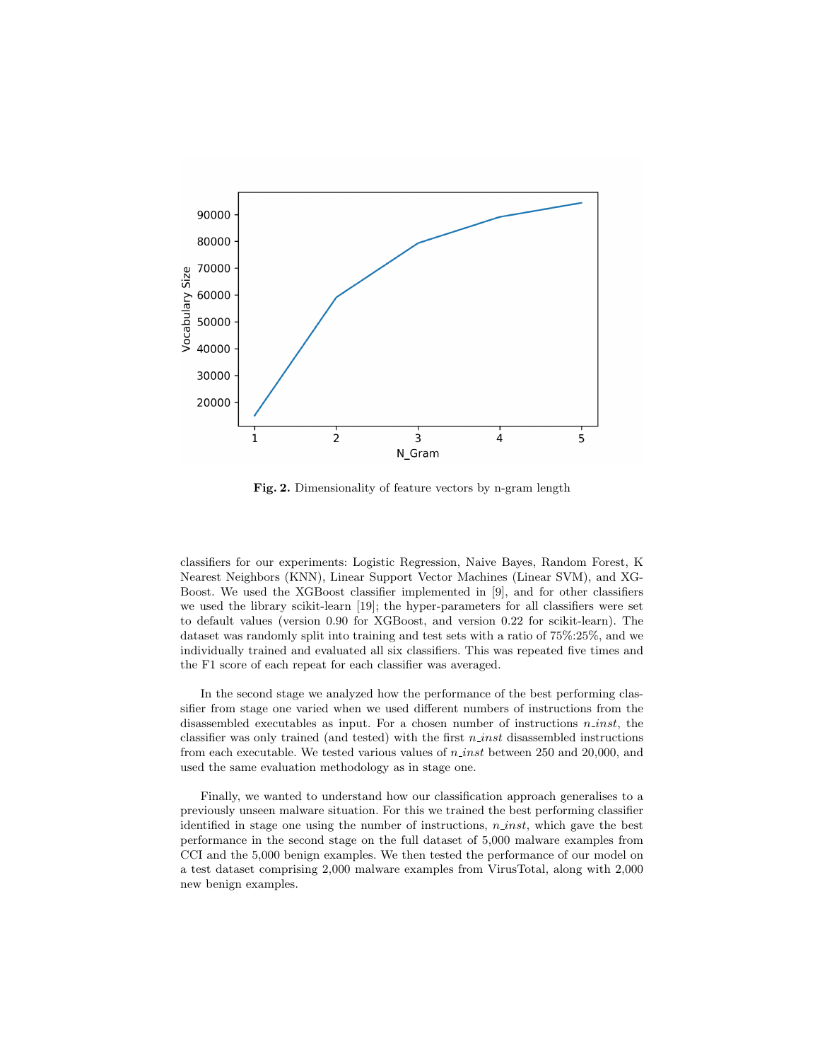Fig. 2. Dimensionality of feature vectors by n-gram length

classifiers for our experiments: Logistic Regression, Naive Bayes, Random Forest, K Nearest Neighbors (KNN), Linear Support Vector Machines (Linear SVM), and XGBoost. We used the XGBoost classifier implemented in [9], and for other classifiers we used the library scikit-learn [19]; the hyper-parameters for all classifiers were set to default values (version 0.90 for XGBoost, and version 0.22 for scikit-learn). The dataset was randomly split into training and test sets with a ratio of 75%:25%, and we individually trained and evaluated all six classifiers. This was repeated five times and the F1 score of each repeat for each classifier was averaged.

In the second stage we analyzed how the performance of the best performing classifier from stage one varied when we used different numbers of instructions from the disassembled executables as input. For a chosen number of instructions *n_inst*, the classifier was only trained (and tested) with the first *n_inst* disassembled instructions from each executable. We tested various values of *n_inst* between 250 and 20,000, and used the same evaluation methodology as in stage one.

Finally, we wanted to understand how our classification approach generalises to a previously unseen malware situation. For this we trained the best performing classifier identified in stage one using the number of instructions, *n_inst*, which gave the best performance in the second stage on the full dataset of 5,000 malware examples from CCI and the 5,000 benign examples. We then tested the performance of our model on a test dataset comprising 2,000 malware examples from VirusTotal, along with 2,000 new benign examples.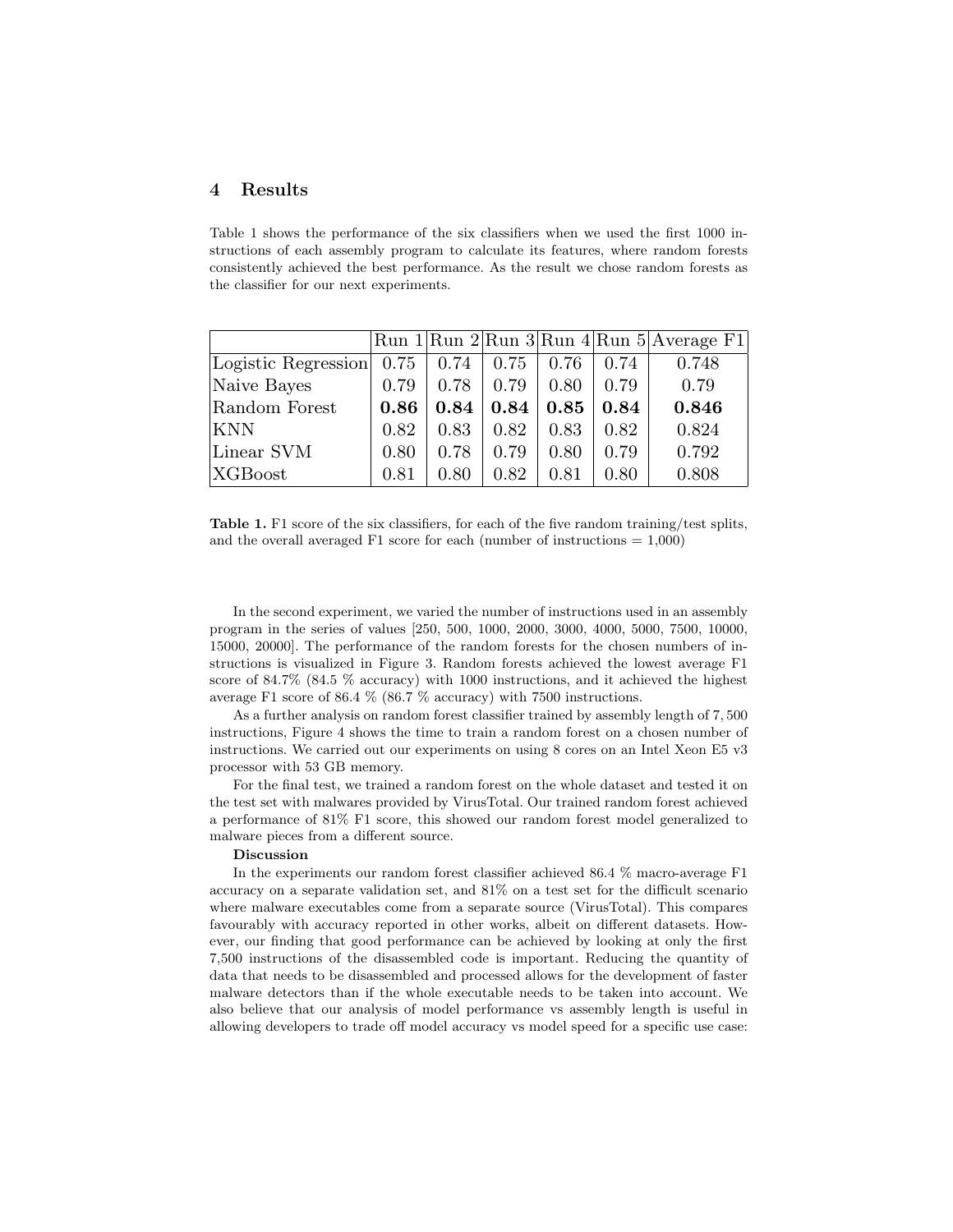## 4 Results

Table 1 shows the performance of the six classifiers when we used the first 1000 instructions of each assembly program to calculate its features, where random forests consistently achieved the best performance. As the result we chose random forests as the classifier for our next experiments.

|  | Run 1 | Run 2 | Run 3 | Run 4 | Run 5 | Average F1 |
|---|---|---|---|---|---|---|
| Logistic Regression | 0.75 | 0.74 | 0.75 | 0.76 | 0.74 | 0.748 |
| Naive Bayes | 0.79 | 0.78 | 0.79 | 0.80 | 0.79 | 0.79 |
| Random Forest | **0.86** | **0.84** | **0.84** | **0.85** | **0.84** | **0.846** |
| KNN | 0.82 | 0.83 | 0.82 | 0.83 | 0.82 | 0.824 |
| Linear SVM | 0.80 | 0.78 | 0.79 | 0.80 | 0.79 | 0.792 |
| XGBoost | 0.81 | 0.80 | 0.82 | 0.81 | 0.80 | 0.808 |

**Table 1.** F1 score of the six classifiers, for each of the five random training/test splits, and the overall averaged F1 score for each (number of instructions = 1,000)

In the second experiment, we varied the number of instructions used in an assembly program in the series of values [250, 500, 1000, 2000, 3000, 4000, 5000, 7500, 10000, 15000, 20000]. The performance of the random forests for the chosen numbers of instructions is visualized in Figure 3. Random forests achieved the lowest average F1 score of 84.7% (84.5 % accuracy) with 1000 instructions, and it achieved the highest average F1 score of 86.4 % (86.7 % accuracy) with 7500 instructions.

As a further analysis on random forest classifier trained by assembly length of 7,500 instructions, Figure 4 shows the time to train a random forest on a chosen number of instructions. We carried out our experiments on using 8 cores on an Intel Xeon E5 v3 processor with 53 GB memory.

For the final test, we trained a random forest on the whole dataset and tested it on the test set with malwares provided by VirusTotal. Our trained random forest achieved a performance of 81% F1 score, this showed our random forest model generalized to malware pieces from a different source.

**Discussion**

In the experiments our random forest classifier achieved 86.4 % macro-average F1 accuracy on a separate validation set, and 81% on a test set for the difficult scenario where malware executables come from a separate source (VirusTotal). This compares favourably with accuracy reported in other works, albeit on different datasets. However, our finding that good performance can be achieved by looking at only the first 7,500 instructions of the disassembled code is important. Reducing the quantity of data that needs to be disassembled and processed allows for the development of faster malware detectors than if the whole executable needs to be taken into account. We also believe that our analysis of model performance vs assembly length is useful in allowing developers to trade off model accuracy vs model speed for a specific use case: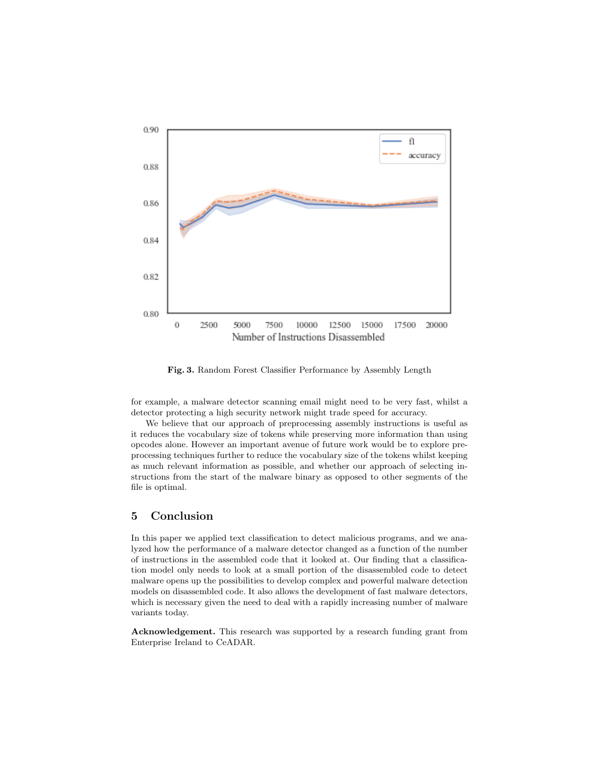Fig. 3. Random Forest Classifier Performance by Assembly Length

for example, a malware detector scanning email might need to be very fast, whilst a detector protecting a high security network might trade speed for accuracy.

We believe that our approach of preprocessing assembly instructions is useful as it reduces the vocabulary size of tokens while preserving more information than using opcodes alone. However an important avenue of future work would be to explore preprocessing techniques further to reduce the vocabulary size of the tokens whilst keeping as much relevant information as possible, and whether our approach of selecting instructions from the start of the malware binary as opposed to other segments of the file is optimal.

## 5 Conclusion

In this paper we applied text classification to detect malicious programs, and we analyzed how the performance of a malware detector changed as a function of the number of instructions in the assembled code that it looked at. Our finding that a classification model only needs to look at a small portion of the disassembled code to detect malware opens up the possibilities to develop complex and powerful malware detection models on disassembled code. It also allows the development of fast malware detectors, which is necessary given the need to deal with a rapidly increasing number of malware variants today.

**Acknowledgement.** This research was supported by a research funding grant from Enterprise Ireland to CeADAR.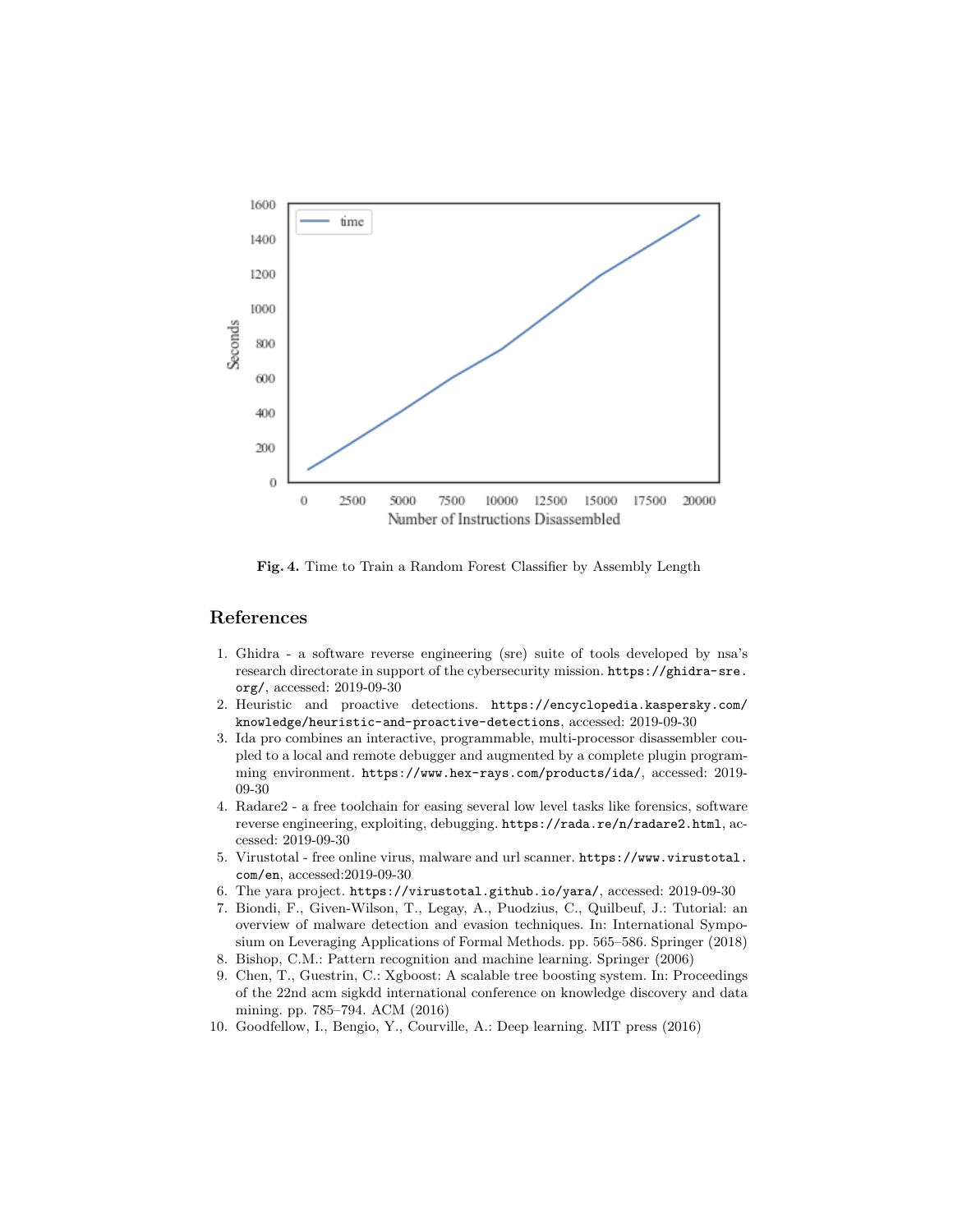Fig. 4. Time to Train a Random Forest Classifier by Assembly Length

## References

1. Ghidra - a software reverse engineering (sre) suite of tools developed by nsa's research directorate in support of the cybersecurity mission. https://ghidra-sre.org/, accessed: 2019-09-30
2. Heuristic and proactive detections. https://encyclopedia.kaspersky.com/knowledge/heuristic-and-proactive-detections, accessed: 2019-09-30
3. Ida pro combines an interactive, programmable, multi-processor disassembler coupled to a local and remote debugger and augmented by a complete plugin programming environment. https://www.hex-rays.com/products/ida/, accessed: 2019-09-30
4. Radare2 - a free toolchain for easing several low level tasks like forensics, software reverse engineering, exploiting, debugging. https://rada.re/n/radare2.html, accessed: 2019-09-30
5. Virustotal - free online virus, malware and url scanner. https://www.virustotal.com/en, accessed:2019-09-30
6. The yara project. https://virustotal.github.io/yara/, accessed: 2019-09-30
7. Biondi, F., Given-Wilson, T., Legay, A., Puodzius, C., Quilbeuf, J.: Tutorial: an overview of malware detection and evasion techniques. In: International Symposium on Leveraging Applications of Formal Methods. pp. 565–586. Springer (2018)
8. Bishop, C.M.: Pattern recognition and machine learning. Springer (2006)
9. Chen, T., Guestrin, C.: Xgboost: A scalable tree boosting system. In: Proceedings of the 22nd acm sigkdd international conference on knowledge discovery and data mining. pp. 785–794. ACM (2016)
10. Goodfellow, I., Bengio, Y., Courville, A.: Deep learning. MIT press (2016)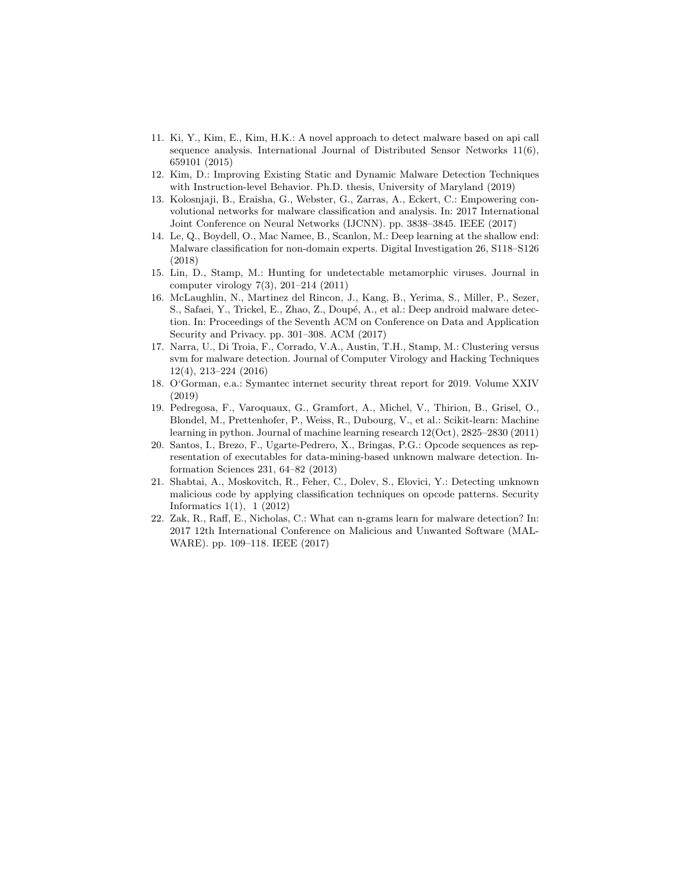11. Ki, Y., Kim, E., Kim, H.K.: A novel approach to detect malware based on api call sequence analysis. International Journal of Distributed Sensor Networks 11(6), 659101 (2015)
12. Kim, D.: Improving Existing Static and Dynamic Malware Detection Techniques with Instruction-level Behavior. Ph.D. thesis, University of Maryland (2019)
13. Kolosnjaji, B., Eraisha, G., Webster, G., Zarras, A., Eckert, C.: Empowering convolutional networks for malware classification and analysis. In: 2017 International Joint Conference on Neural Networks (IJCNN). pp. 3838–3845. IEEE (2017)
14. Le, Q., Boydell, O., Mac Namee, B., Scanlon, M.: Deep learning at the shallow end: Malware classification for non-domain experts. Digital Investigation 26, S118–S126 (2018)
15. Lin, D., Stamp, M.: Hunting for undetectable metamorphic viruses. Journal in computer virology 7(3), 201–214 (2011)
16. McLaughlin, N., Martinez del Rincon, J., Kang, B., Yerima, S., Miller, P., Sezer, S., Safaei, Y., Trickel, E., Zhao, Z., Doupé, A., et al.: Deep android malware detection. In: Proceedings of the Seventh ACM on Conference on Data and Application Security and Privacy. pp. 301–308. ACM (2017)
17. Narra, U., Di Troia, F., Corrado, V.A., Austin, T.H., Stamp, M.: Clustering versus svm for malware detection. Journal of Computer Virology and Hacking Techniques 12(4), 213–224 (2016)
18. O'Gorman, e.a.: Symantec internet security threat report for 2019. Volume XXIV (2019)
19. Pedregosa, F., Varoquaux, G., Gramfort, A., Michel, V., Thirion, B., Grisel, O., Blondel, M., Prettenhofer, P., Weiss, R., Dubourg, V., et al.: Scikit-learn: Machine learning in python. Journal of machine learning research 12(Oct), 2825–2830 (2011)
20. Santos, I., Brezo, F., Ugarte-Pedrero, X., Bringas, P.G.: Opcode sequences as representation of executables for data-mining-based unknown malware detection. Information Sciences 231, 64–82 (2013)
21. Shabtai, A., Moskovitch, R., Feher, C., Dolev, S., Elovici, Y.: Detecting unknown malicious code by applying classification techniques on opcode patterns. Security Informatics 1(1), 1 (2012)
22. Zak, R., Raff, E., Nicholas, C.: What can n-grams learn for malware detection? In: 2017 12th International Conference on Malicious and Unwanted Software (MALWARE). pp. 109–118. IEEE (2017)